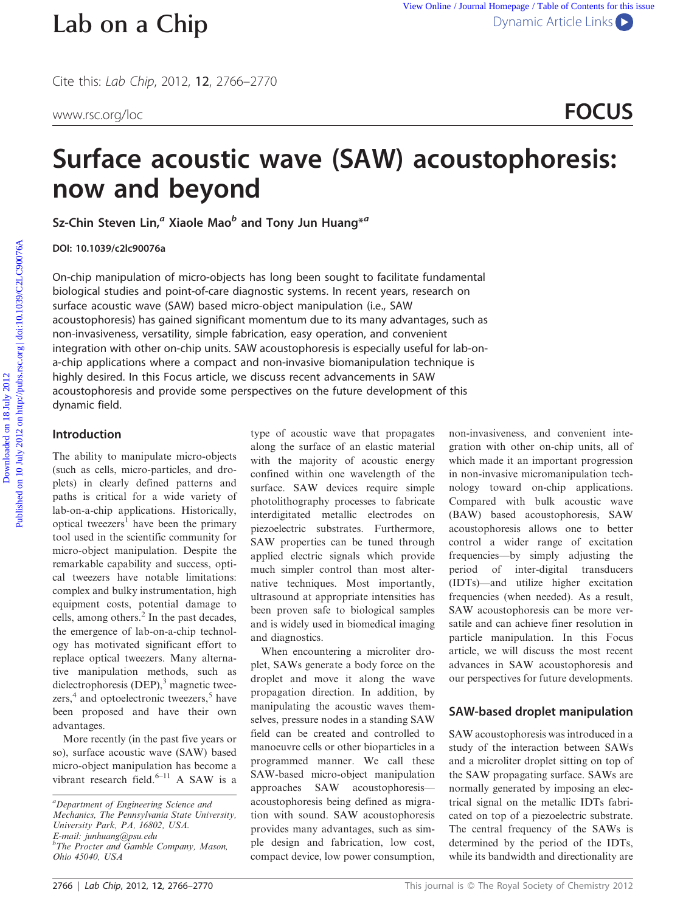# Surface acoustic wave (SAW) acoustophoresis: now and beyond

**Sz-Chin Steven Lin,[a] Xiaole Mao[b] and Tony Jun Huang*[a]**

**DOI: 10.1039/c2lc90076a**

On-chip manipulation of micro-objects has long been sought to facilitate fundamental biological studies and point-of-care diagnostic systems. In recent years, research on surface acoustic wave (SAW) based micro-object manipulation (i.e., SAW acoustophoresis) has gained significant momentum due to its many advantages, such as non-invasiveness, versatility, simple fabrication, easy operation, and convenient integration with other on-chip units. SAW acoustophoresis is especially useful for lab-on-a-chip applications where a compact and non-invasive biomanipulation technique is highly desired. In this Focus article, we discuss recent advancements in SAW acoustophoresis and provide some perspectives on the future development of this dynamic field.

## Introduction

The ability to manipulate micro-objects (such as cells, micro-particles, and droplets) in clearly defined patterns and paths is critical for a wide variety of lab-on-a-chip applications. Historically, optical tweezers[1] have been the primary tool used in the scientific community for micro-object manipulation. Despite the remarkable capability and success, optical tweezers have notable limitations: complex and bulky instrumentation, high equipment costs, potential damage to cells, among others.[2] In the past decades, the emergence of lab-on-a-chip technology has motivated significant effort to replace optical tweezers. Many alternative manipulation methods, such as dielectrophoresis (DEP),[3] magnetic tweezers,[4] and optoelectronic tweezers,[5] have been proposed and have their own advantages.

More recently (in the past five years or so), surface acoustic wave (SAW) based micro-object manipulation has become a vibrant research field.[6–11] A SAW is a type of acoustic wave that propagates along the surface of an elastic material with the majority of acoustic energy confined within one wavelength of the surface. SAW devices require simple photolithography processes to fabricate interdigitated metallic electrodes on piezoelectric substrates. Furthermore, SAW properties can be tuned through applied electric signals which provide much simpler control than most alternative techniques. Most importantly, ultrasound at appropriate intensities has been proven safe to biological samples and is widely used in biomedical imaging and diagnostics.

When encountering a microliter droplet, SAWs generate a body force on the droplet and move it along the wave propagation direction. In addition, by manipulating the acoustic waves themselves, pressure nodes in a standing SAW field can be created and controlled to manoeuvre cells or other bioparticles in a programmed manner. We call these SAW-based micro-object manipulation approaches SAW acoustophoresis—acoustophoresis being defined as migration with sound. SAW acoustophoresis provides many advantages, such as simple design and fabrication, low cost, compact device, low power consumption, non-invasiveness, and convenient integration with other on-chip units, all of which made it an important progression in non-invasive micromanipulation technology toward on-chip applications. Compared with bulk acoustic wave (BAW) based acoustophoresis, SAW acoustophoresis allows one to better control a wider range of excitation frequencies—by simply adjusting the period of inter-digital transducers (IDTs)—and utilize higher excitation frequencies (when needed). As a result, SAW acoustophoresis can be more versatile and can achieve finer resolution in particle manipulation. In this Focus article, we will discuss the most recent advances in SAW acoustophoresis and our perspectives for future developments.

## SAW-based droplet manipulation

SAW acoustophoresis was introduced in a study of the interaction between SAWs and a microliter droplet sitting on top of the SAW propagating surface. SAWs are normally generated by imposing an electrical signal on the metallic IDTs fabricated on top of a piezoelectric substrate. The central frequency of the SAWs is determined by the period of the IDTs, while its bandwidth and directionality are

---

[a] Department of Engineering Science and Mechanics, The Pennsylvania State University, University Park, PA, 16802, USA. E-mail: junhuang@psu.edu

[b] The Procter and Gamble Company, Mason, Ohio 45040, USA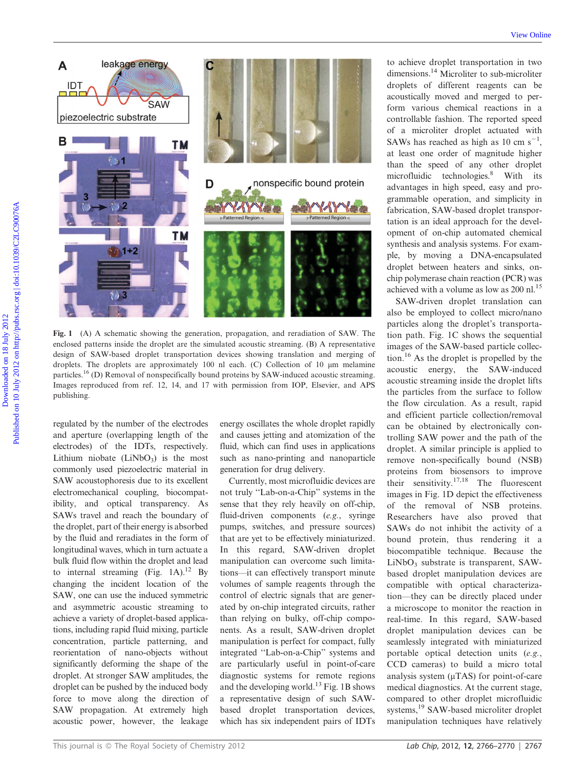Fig. 1 (A) A schematic showing the generation, propagation, and reradiation of SAW. The enclosed patterns inside the droplet are the simulated acoustic streaming. (B) A representative design of SAW-based droplet transportation devices showing translation and merging of droplets. The droplets are approximately 100 nl each. (C) Collection of 10 μm melamine particles.[16] (D) Removal of nonspecifically bound proteins by SAW-induced acoustic streaming. Images reproduced from ref. 12, 14, and 17 with permission from IOP, Elsevier, and APS publishing.

regulated by the number of the electrodes and aperture (overlapping length of the electrodes) of the IDTs, respectively. Lithium niobate ($LiNbO_3$) is the most commonly used piezoelectric material in SAW acoustophoresis due to its excellent electromechanical coupling, biocompatibility, and optical transparency. As SAWs travel and reach the boundary of the droplet, part of their energy is absorbed by the fluid and reradiates in the form of longitudinal waves, which in turn actuate a bulk fluid flow within the droplet and lead to internal streaming (Fig. 1A).[12] By changing the incident location of the SAW, one can use the induced symmetric and asymmetric acoustic streaming to achieve a variety of droplet-based applications, including rapid fluid mixing, particle concentration, particle patterning, and reorientation of nano-objects without significantly deforming the shape of the droplet. At stronger SAW amplitudes, the droplet can be pushed by the induced body force to move along the direction of SAW propagation. At extremely high acoustic power, however, the leakage energy oscillates the whole droplet rapidly and causes jetting and atomization of the fluid, which can find uses in applications such as nano-printing and nanoparticle generation for drug delivery.

Currently, most microfluidic devices are not truly "Lab-on-a-Chip" systems in the sense that they rely heavily on off-chip, fluid-driven components (*e.g.*, syringe pumps, switches, and pressure sources) that are yet to be effectively miniaturized. In this regard, SAW-driven droplet manipulation can overcome such limitations—it can effectively transport minute volumes of sample reagents through the control of electric signals that are generated by on-chip integrated circuits, rather than relying on bulky, off-chip components. As a result, SAW-driven droplet manipulation is perfect for compact, fully integrated "Lab-on-a-Chip" systems and are particularly useful in point-of-care diagnostic systems for remote regions and the developing world.[13] Fig. 1B shows a representative design of such SAW-based droplet transportation devices, which has six independent pairs of IDTs to achieve droplet transportation in two dimensions.[14] Microliter to sub-microliter droplets of different reagents can be acoustically moved and merged to perform various chemical reactions in a controllable fashion. The reported speed of a microliter droplet actuated with SAWs has reached as high as 10 cm $s^{-1}$, at least one order of magnitude higher than the speed of any other droplet microfluidic technologies.[8] With its advantages in high speed, easy and programmable operation, and simplicity in fabrication, SAW-based droplet transportation is an ideal approach for the development of on-chip automated chemical synthesis and analysis systems. For example, by moving a DNA-encapsulated droplet between heaters and sinks, on-chip polymerase chain reaction (PCR) was achieved with a volume as low as 200 nl.[15]

SAW-driven droplet translation can also be employed to collect micro/nano particles along the droplet's transportation path. Fig. 1C shows the sequential images of the SAW-based particle collection.[16] As the droplet is propelled by the acoustic energy, the SAW-induced acoustic streaming inside the droplet lifts the particles from the surface to follow the flow circulation. As a result, rapid and efficient particle collection/removal can be obtained by electronically controlling SAW power and the path of the droplet. A similar principle is applied to remove non-specifically bound (NSB) proteins from biosensors to improve their sensitivity.[17,18] The fluorescent images in Fig. 1D depict the effectiveness of the removal of NSB proteins. Researchers have also proved that SAWs do not inhibit the activity of a bound protein, thus rendering it a biocompatible technique. Because the $LiNbO_3$ substrate is transparent, SAW-based droplet manipulation devices are compatible with optical characterization—they can be directly placed under a microscope to monitor the reaction in real-time. In this regard, SAW-based droplet manipulation devices can be seamlessly integrated with miniaturized portable optical detection units (*e.g.*, CCD cameras) to build a micro total analysis system (μTAS) for point-of-care medical diagnostics. At the current stage, compared to other droplet microfluidic systems,[19] SAW-based microliter droplet manipulation techniques have relatively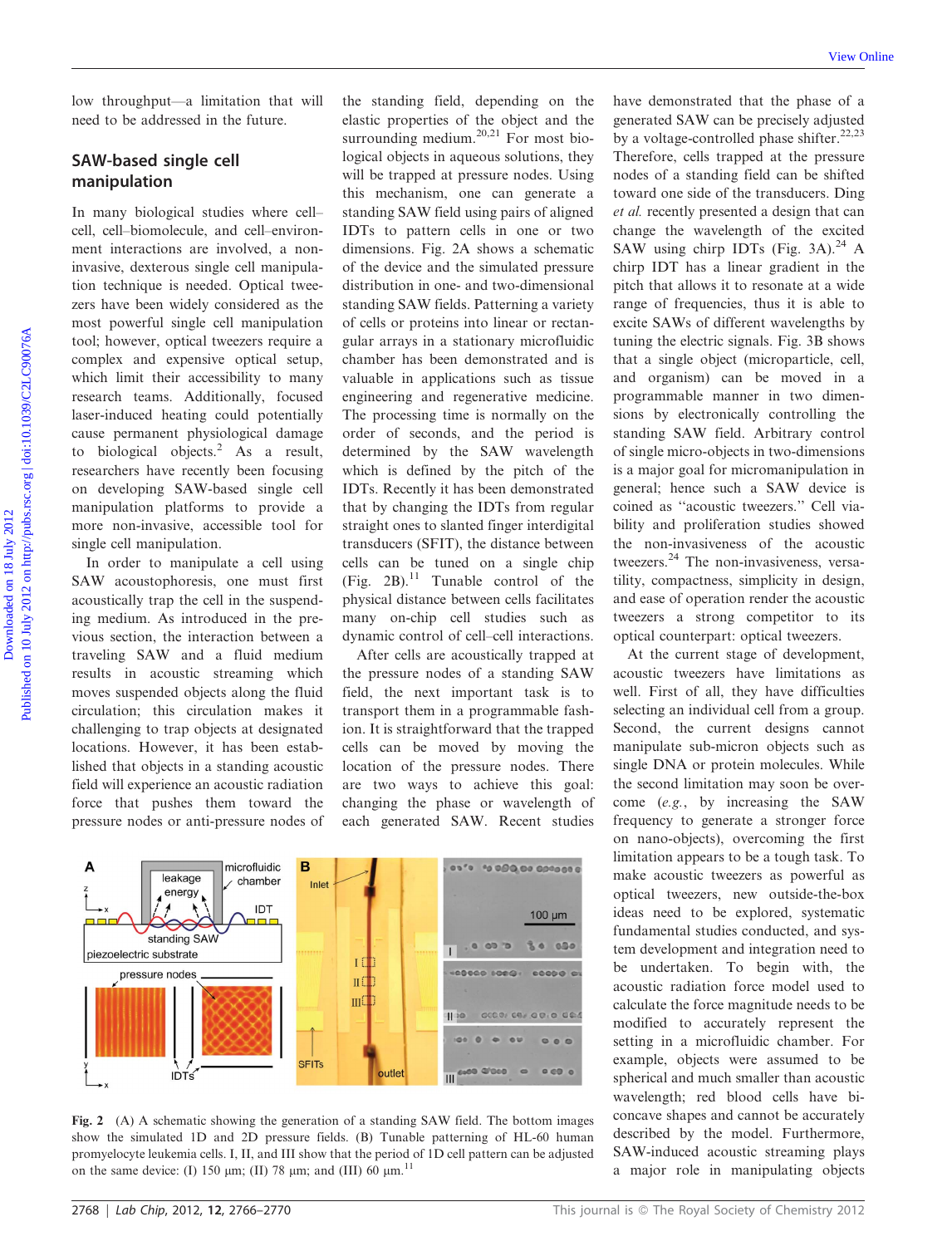low throughput—a limitation that will need to be addressed in the future.

## SAW-based single cell manipulation

In many biological studies where cell–cell, cell–biomolecule, and cell–environment interactions are involved, a non-invasive, dexterous single cell manipulation technique is needed. Optical tweezers have been widely considered as the most powerful single cell manipulation tool; however, optical tweezers require a complex and expensive optical setup, which limit their accessibility to many research teams. Additionally, focused laser-induced heating could potentially cause permanent physiological damage to biological objects.[2] As a result, researchers have recently been focusing on developing SAW-based single cell manipulation platforms to provide a more non-invasive, accessible tool for single cell manipulation.

In order to manipulate a cell using SAW acoustophoresis, one must first acoustically trap the cell in the suspending medium. As introduced in the previous section, the interaction between a traveling SAW and a fluid medium results in acoustic streaming which moves suspended objects along the fluid circulation; this circulation makes it challenging to trap objects at designated locations. However, it has been established that objects in a standing acoustic field will experience an acoustic radiation force that pushes them toward the pressure nodes or anti-pressure nodes of the standing field, depending on the elastic properties of the object and the surrounding medium.[20,21] For most biological objects in aqueous solutions, they will be trapped at pressure nodes. Using this mechanism, one can generate a standing SAW field using pairs of aligned IDTs to pattern cells in one or two dimensions. Fig. 2A shows a schematic of the device and the simulated pressure distribution in one- and two-dimensional standing SAW fields. Patterning a variety of cells or proteins into linear or rectangular arrays in a stationary microfluidic chamber has been demonstrated and is valuable in applications such as tissue engineering and regenerative medicine. The processing time is normally on the order of seconds, and the period is determined by the SAW wavelength which is defined by the pitch of the IDTs. Recently it has been demonstrated that by changing the IDTs from regular straight ones to slanted finger interdigital transducers (SFIT), the distance between cells can be tuned on a single chip (Fig. 2B).[11] Tunable control of the physical distance between cells facilitates many on-chip cell studies such as dynamic control of cell–cell interactions.

After cells are acoustically trapped at the pressure nodes of a standing SAW field, the next important task is to transport them in a programmable fashion. It is straightforward that the trapped cells can be moved by moving the location of the pressure nodes. There are two ways to achieve this goal: changing the phase or wavelength of each generated SAW. Recent studies have demonstrated that the phase of a generated SAW can be precisely adjusted by a voltage-controlled phase shifter.[22,23] Therefore, cells trapped at the pressure nodes of a standing field can be shifted toward one side of the transducers. Ding *et al.* recently presented a design that can change the wavelength of the excited SAW using chirp IDTs (Fig. 3A).[24] A chirp IDT has a linear gradient in the pitch that allows it to resonate at a wide range of frequencies, thus it is able to excite SAWs of different wavelengths by tuning the electric signals. Fig. 3B shows that a single object (microparticle, cell, and organism) can be moved in a programmable manner in two dimensions by electronically controlling the standing SAW field. Arbitrary control of single micro-objects in two-dimensions is a major goal for micromanipulation in general; hence such a SAW device is coined as "acoustic tweezers." Cell viability and proliferation studies showed the non-invasiveness of the acoustic tweezers.[24] The non-invasiveness, versatility, compactness, simplicity in design, and ease of operation render the acoustic tweezers a strong competitor to its optical counterpart: optical tweezers.

At the current stage of development, acoustic tweezers have limitations as well. First of all, they have difficulties selecting an individual cell from a group. Second, the current designs cannot manipulate sub-micron objects such as single DNA or protein molecules. While the second limitation may soon be overcome (*e.g.*, by increasing the SAW frequency to generate a stronger force on nano-objects), overcoming the first limitation appears to be a tough task. To make acoustic tweezers as powerful as optical tweezers, new outside-the-box ideas need to be explored, systematic fundamental studies conducted, and system development and integration need to be undertaken. To begin with, the acoustic radiation force model used to calculate the force magnitude needs to be modified to accurately represent the setting in a microfluidic chamber. For example, objects were assumed to be spherical and much smaller than acoustic wavelength; red blood cells have bi-concave shapes and cannot be accurately described by the model. Furthermore, SAW-induced acoustic streaming plays a major role in manipulating objects

**Fig. 2** (A) A schematic showing the generation of a standing SAW field. The bottom images show the simulated 1D and 2D pressure fields. (B) Tunable patterning of HL-60 human promyelocyte leukemia cells. I, II, and III show that the period of 1D cell pattern can be adjusted on the same device: (I) 150 μm; (II) 78 μm; and (III) 60 μm.[11]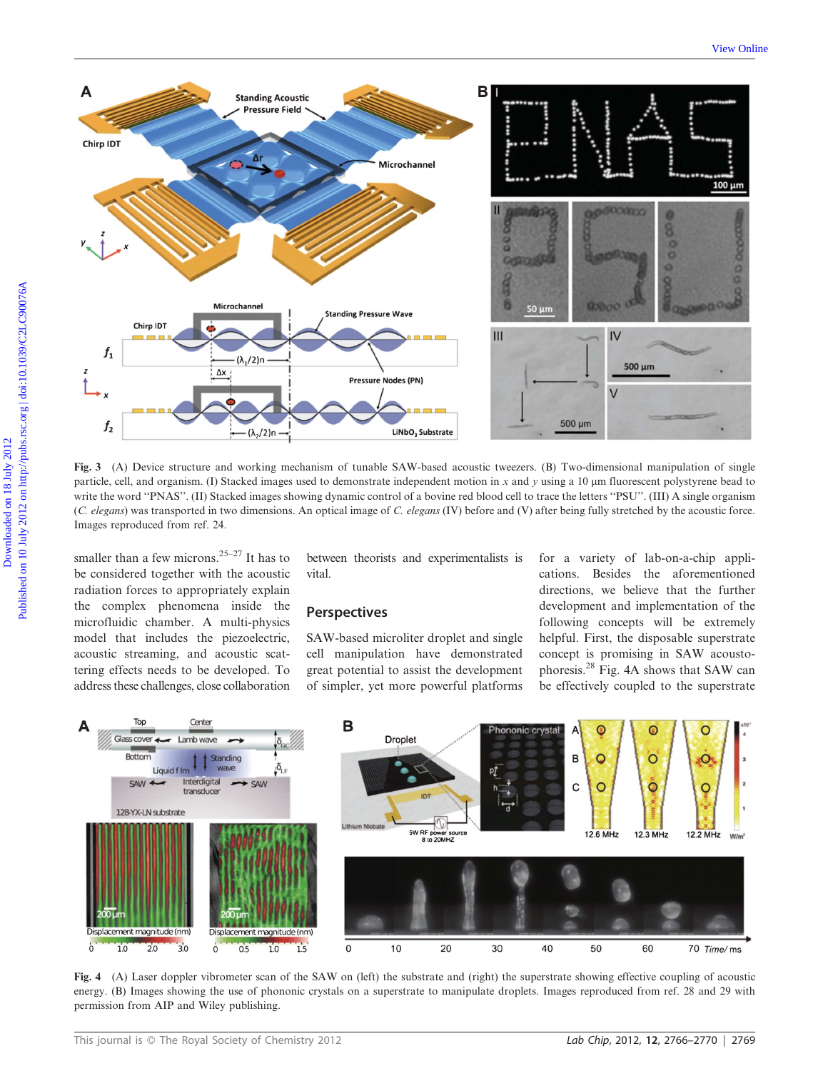**Fig. 3** (A) Device structure and working mechanism of tunable SAW-based acoustic tweezers. (B) Two-dimensional manipulation of single particle, cell, and organism. (I) Stacked images used to demonstrate independent motion in $x$ and $y$ using a 10 μm fluorescent polystyrene bead to write the word "PNAS". (II) Stacked images showing dynamic control of a bovine red blood cell to trace the letters "PSU". (III) A single organism (*C. elegans*) was transported in two dimensions. An optical image of *C. elegans* (IV) before and (V) after being fully stretched by the acoustic force. Images reproduced from ref. 24.

smaller than a few microns.[25–27] It has to be considered together with the acoustic radiation forces to appropriately explain the complex phenomena inside the microfluidic chamber. A multi-physics model that includes the piezoelectric, acoustic streaming, and acoustic scattering effects needs to be developed. To address these challenges, close collaboration between theorists and experimentalists is vital.

## Perspectives

SAW-based microliter droplet and single cell manipulation have demonstrated great potential to assist the development of simpler, yet more powerful platforms for a variety of lab-on-a-chip applications. Besides the aforementioned directions, we believe that the further development and implementation of the following concepts will be extremely helpful. First, the disposable superstrate concept is promising in SAW acoustophoresis.[28] Fig. 4A shows that SAW can be effectively coupled to the superstrate

**Fig. 4** (A) Laser doppler vibrometer scan of the SAW on (left) the substrate and (right) the superstrate showing effective coupling of acoustic energy. (B) Images showing the use of phononic crystals on a superstrate to manipulate droplets. Images reproduced from ref. 28 and 29 with permission from AIP and Wiley publishing.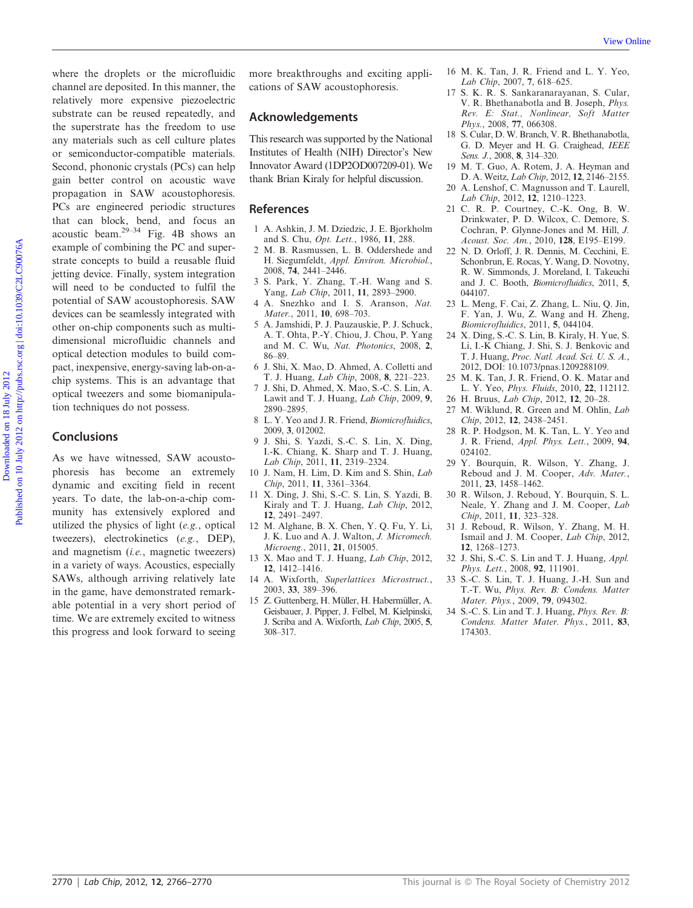where the droplets or the microfluidic channel are deposited. In this manner, the relatively more expensive piezoelectric substrate can be reused repeatedly, and the superstrate has the freedom to use any materials such as cell culture plates or semiconductor-compatible materials. Second, phononic crystals (PCs) can help gain better control on acoustic wave propagation in SAW acoustophoresis. PCs are engineered periodic structures that can block, bend, and focus an acoustic beam.[29–34] Fig. 4B shows an example of combining the PC and superstrate concepts to build a reusable fluid jetting device. Finally, system integration will need to be conducted to fulfil the potential of SAW acoustophoresis. SAW devices can be seamlessly integrated with other on-chip components such as multi-dimensional microfluidic channels and optical detection modules to build compact, inexpensive, energy-saving lab-on-a-chip systems. This is an advantage that optical tweezers and some biomanipulation techniques do not possess.

## Conclusions

As we have witnessed, SAW acoustophoresis has become an extremely dynamic and exciting field in recent years. To date, the lab-on-a-chip community has extensively explored and utilized the physics of light (*e.g.*, optical tweezers), electrokinetics (*e.g.*, DEP), and magnetism (*i.e.*, magnetic tweezers) in a variety of ways. Acoustics, especially SAWs, although arriving relatively late in the game, have demonstrated remarkable potential in a very short period of time. We are extremely excited to witness this progress and look forward to seeing more breakthroughs and exciting applications of SAW acoustophoresis.

## Acknowledgements

This research was supported by the National Institutes of Health (NIH) Director's New Innovator Award (1DP2OD007209-01). We thank Brian Kiraly for helpful discussion.

## References

1. A. Ashkin, J. M. Dziedzic, J. E. Bjorkholm and S. Chu, *Opt. Lett.*, 1986, **11**, 288.
2. M. B. Rasmussen, L. B. Oddershede and H. Siegumfeldt, *Appl. Environ. Microbiol.*, 2008, **74**, 2441–2446.
3. S. Park, Y. Zhang, T.-H. Wang and S. Yang, *Lab Chip*, 2011, **11**, 2893–2900.
4. A. Snezhko and I. S. Aranson, *Nat. Mater.*, 2011, **10**, 698–703.
5. A. Jamshidi, P. J. Pauzauskie, P. J. Schuck, A. T. Ohta, P.-Y. Chiou, J. Chou, P. Yang and M. C. Wu, *Nat. Photonics*, 2008, **2**, 86–89.
6. J. Shi, X. Mao, D. Ahmed, A. Colletti and T. J. Huang, *Lab Chip*, 2008, **8**, 221–223.
7. J. Shi, D. Ahmed, X. Mao, S.-C. S. Lin, A. Lawit and T. J. Huang, *Lab Chip*, 2009, **9**, 2890–2895.
8. L. Y. Yeo and J. R. Friend, *Biomicrofluidics*, 2009, **3**, 012002.
9. J. Shi, S. Yazdi, S.-C. S. Lin, X. Ding, I.-K. Chiang, K. Sharp and T. J. Huang, *Lab Chip*, 2011, **11**, 2319–2324.
10. J. Nam, H. Lim, D. Kim and S. Shin, *Lab Chip*, 2011, **11**, 3361–3364.
11. X. Ding, J. Shi, S.-C. S. Lin, S. Yazdi, B. Kiraly and T. J. Huang, *Lab Chip*, 2012, **12**, 2491–2497.
12. M. Alghane, B. X. Chen, Y. Q. Fu, Y. Li, J. K. Luo and A. J. Walton, *J. Micromech. Microeng.*, 2011, **21**, 015005.
13. X. Mao and T. J. Huang, *Lab Chip*, 2012, **12**, 1412–1416.
14. A. Wixforth, *Superlattices Microstruct.*, 2003, **33**, 389–396.
15. Z. Guttenberg, H. Müller, H. Habermüller, A. Geisbauer, J. Pipper, J. Felbel, M. Kielpinski, J. Scriba and A. Wixforth, *Lab Chip*, 2005, **5**, 308–317.
16. M. K. Tan, J. R. Friend and L. Y. Yeo, *Lab Chip*, 2007, **7**, 618–625.
17. S. K. R. S. Sankaranarayanan, S. Cular, V. R. Bhethanabotla and B. Joseph, *Phys. Rev. E: Stat., Nonlinear, Soft Matter Phys.*, 2008, **77**, 066308.
18. S. Cular, D. W. Branch, V. R. Bhethanabotla, G. D. Meyer and H. G. Craighead, *IEEE Sens. J.*, 2008, **8**, 314–320.
19. M. T. Guo, A. Rotem, J. A. Heyman and D. A. Weitz, *Lab Chip*, 2012, **12**, 2146–2155.
20. A. Lenshof, C. Magnusson and T. Laurell, *Lab Chip*, 2012, **12**, 1210–1223.
21. C. R. P. Courtney, C.-K. Ong, B. W. Drinkwater, P. D. Wilcox, C. Demore, S. Cochran, P. Glynne-Jones and M. Hill, *J. Acoust. Soc. Am.*, 2010, **128**, E195–E199.
22. N. D. Orloff, J. R. Dennis, M. Cecchini, E. Schonbrun, E. Rocas, Y. Wang, D. Novotny, R. W. Simmonds, J. Moreland, I. Takeuchi and J. C. Booth, *Biomicrofluidics*, 2011, **5**, 044107.
23. L. Meng, F. Cai, Z. Zhang, L. Niu, Q. Jin, F. Yan, J. Wu, Z. Wang and H. Zheng, *Biomicrofluidics*, 2011, **5**, 044104.
24. X. Ding, S.-C. S. Lin, B. Kiraly, H. Yue, S. Li, I.-K Chiang, J. Shi, S. J. Benkovic and T. J. Huang, *Proc. Natl. Acad. Sci. U. S. A.*, 2012, DOI: 10.1073/pnas.1209288109.
25. M. K. Tan, J. R. Friend, O. K. Matar and L. Y. Yeo, *Phys. Fluids*, 2010, **22**, 112112.
26. H. Bruus, *Lab Chip*, 2012, **12**, 20–28.
27. M. Wiklund, R. Green and M. Ohlin, *Lab Chip*, 2012, **12**, 2438–2451.
28. R. P. Hodgson, M. K. Tan, L. Y. Yeo and J. R. Friend, *Appl. Phys. Lett.*, 2009, **94**, 024102.
29. Y. Bourquin, R. Wilson, Y. Zhang, J. Reboud and J. M. Cooper, *Adv. Mater.*, 2011, **23**, 1458–1462.
30. R. Wilson, J. Reboud, Y. Bourquin, S. L. Neale, Y. Zhang and J. M. Cooper, *Lab Chip*, 2011, **11**, 323–328.
31. J. Reboud, R. Wilson, Y. Zhang, M. H. Ismail and J. M. Cooper, *Lab Chip*, 2012, **12**, 1268–1273.
32. J. Shi, S.-C. S. Lin and T. J. Huang, *Appl. Phys. Lett.*, 2008, **92**, 111901.
33. S.-C. S. Lin, T. J. Huang, J.-H. Sun and T.-T. Wu, *Phys. Rev. B: Condens. Matter Mater. Phys.*, 2009, **79**, 094302.
34. S.-C. S. Lin and T. J. Huang, *Phys. Rev. B: Condens. Matter Mater. Phys.*, 2011, **83**, 174303.